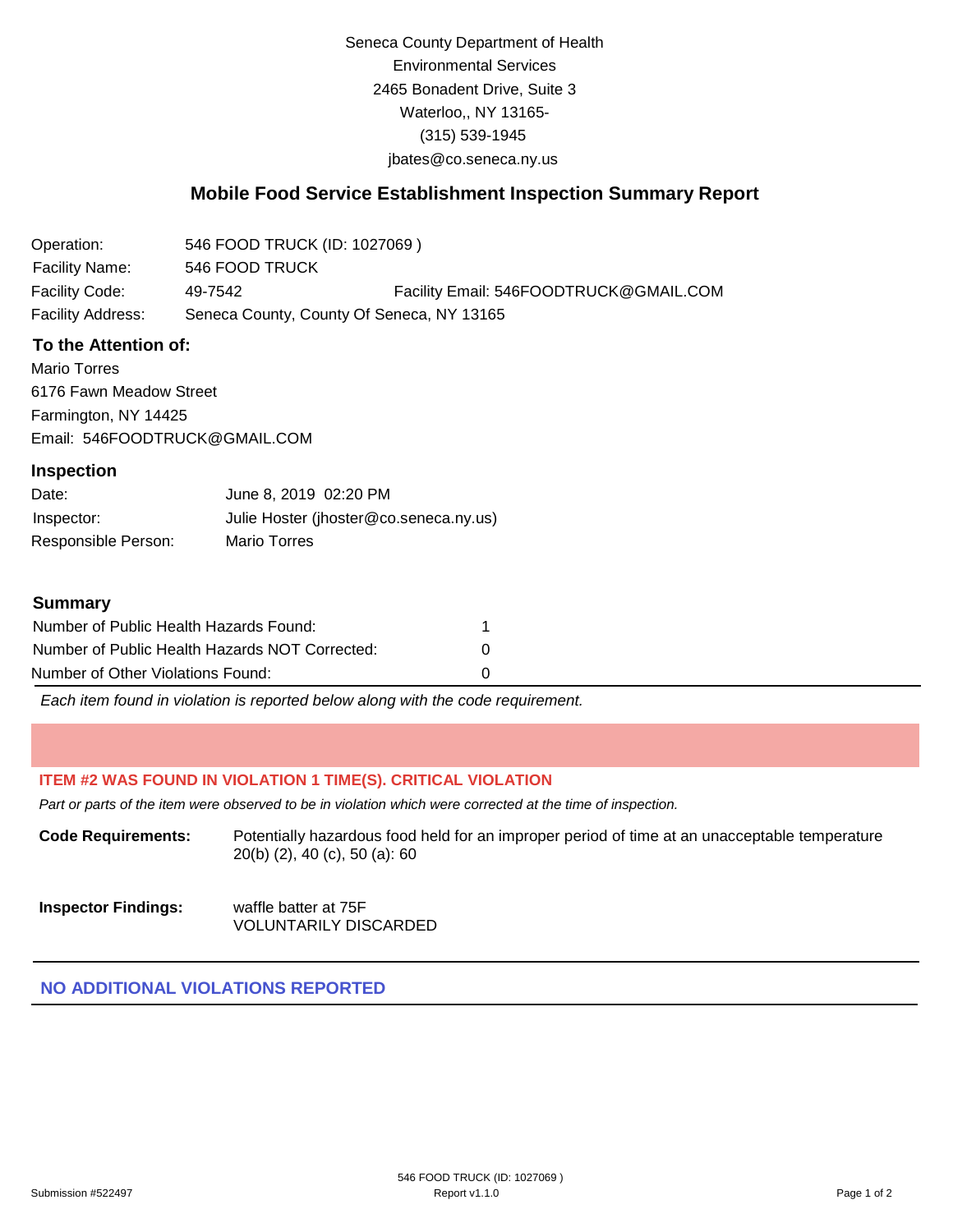Seneca County Department of Health
Environmental Services
2465 Bonadent Drive, Suite 3
Waterloo,, NY 13165-
(315) 539-1945
jbates@co.seneca.ny.us

## Mobile Food Service Establishment Inspection Summary Report

| | | |
|---|---|---|
| Operation: | 546 FOOD TRUCK (ID: 1027069 ) | |
| Facility Name: | 546 FOOD TRUCK | |
| Facility Code: | 49-7542 | Facility Email: 546FOODTRUCK@GMAIL.COM |
| Facility Address: | Seneca County, County Of Seneca, NY 13165 | |

### To the Attention of:

Mario Torres
6176 Fawn Meadow Street
Farmington, NY 14425
Email: 546FOODTRUCK@GMAIL.COM

### Inspection

| | |
|---|---|
| Date: | June 8, 2019 02:20 PM |
| Inspector: | Julie Hoster (jhoster@co.seneca.ny.us) |
| Responsible Person: | Mario Torres |

### Summary

| | |
|---|---|
| Number of Public Health Hazards Found: | 1 |
| Number of Public Health Hazards NOT Corrected: | 0 |
| Number of Other Violations Found: | 0 |

*Each item found in violation is reported below along with the code requirement.*

**ITEM #2 WAS FOUND IN VIOLATION 1 TIME(S). CRITICAL VIOLATION**

*Part or parts of the item were observed to be in violation which were corrected at the time of inspection.*

**Code Requirements:** Potentially hazardous food held for an improper period of time at an unacceptable temperature 20(b) (2), 40 (c), 50 (a): 60

**Inspector Findings:** waffle batter at 75F
VOLUNTARILY DISCARDED

**NO ADDITIONAL VIOLATIONS REPORTED**

Submission #522497 — 546 FOOD TRUCK (ID: 1027069 ) Report v1.1.0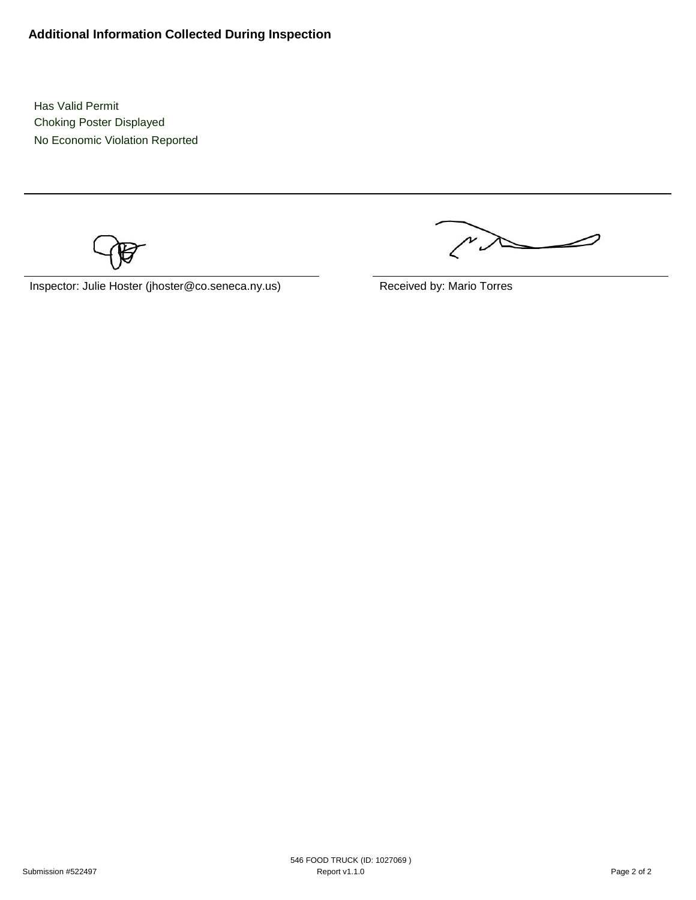## Additional Information Collected During Inspection

Has Valid Permit
Choking Poster Displayed
No Economic Violation Reported

---

Inspector: Julie Hoster (jhoster@co.seneca.ny.us)

Received by: Mario Torres

546 FOOD TRUCK (ID: 1027069 )
Submission #522497
Report v1.1.0